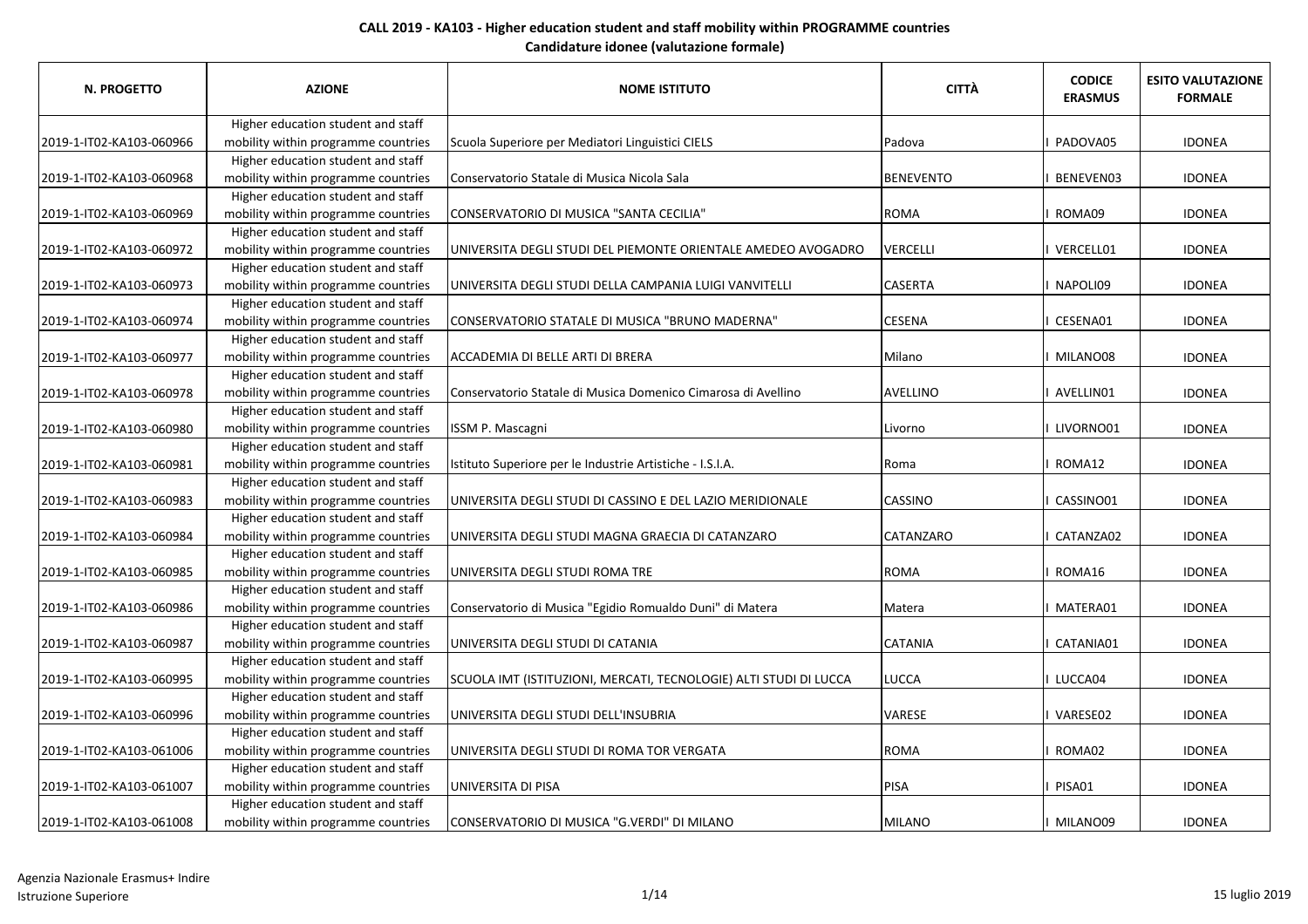**CALL 2019 - KA103 - Higher education student and staff mobility within PROGRAMME countries**

**Candidature idonee (valutazione formale)**

| N. PROGETTO | AZIONE | NOME ISTITUTO | CITTÀ | CODICE ERASMUS | ESITO VALUTAZIONE FORMALE |
|---|---|---|---|---|---|
| 2019-1-IT02-KA103-060966 | Higher education student and staff mobility within programme countries | Scuola Superiore per Mediatori Linguistici CIELS | Padova | I PADOVA05 | IDONEA |
| 2019-1-IT02-KA103-060968 | Higher education student and staff mobility within programme countries | Conservatorio Statale di Musica Nicola Sala | BENEVENTO | I BENEVEN03 | IDONEA |
| 2019-1-IT02-KA103-060969 | Higher education student and staff mobility within programme countries | CONSERVATORIO DI MUSICA "SANTA CECILIA" | ROMA | I ROMA09 | IDONEA |
| 2019-1-IT02-KA103-060972 | Higher education student and staff mobility within programme countries | UNIVERSITA DEGLI STUDI DEL PIEMONTE ORIENTALE AMEDEO AVOGADRO | VERCELLI | I VERCELL01 | IDONEA |
| 2019-1-IT02-KA103-060973 | Higher education student and staff mobility within programme countries | UNIVERSITA DEGLI STUDI DELLA CAMPANIA LUIGI VANVITELLI | CASERTA | I NAPOLI09 | IDONEA |
| 2019-1-IT02-KA103-060974 | Higher education student and staff mobility within programme countries | CONSERVATORIO STATALE DI MUSICA "BRUNO MADERNA" | CESENA | I CESENA01 | IDONEA |
| 2019-1-IT02-KA103-060977 | Higher education student and staff mobility within programme countries | ACCADEMIA DI BELLE ARTI DI BRERA | Milano | I MILANO08 | IDONEA |
| 2019-1-IT02-KA103-060978 | Higher education student and staff mobility within programme countries | Conservatorio Statale di Musica Domenico Cimarosa di Avellino | AVELLINO | I AVELLIN01 | IDONEA |
| 2019-1-IT02-KA103-060980 | Higher education student and staff mobility within programme countries | ISSM P. Mascagni | Livorno | I LIVORNO01 | IDONEA |
| 2019-1-IT02-KA103-060981 | Higher education student and staff mobility within programme countries | Istituto Superiore per le Industrie Artistiche - I.S.I.A. | Roma | I ROMA12 | IDONEA |
| 2019-1-IT02-KA103-060983 | Higher education student and staff mobility within programme countries | UNIVERSITA DEGLI STUDI DI CASSINO E DEL LAZIO MERIDIONALE | CASSINO | I CASSINO01 | IDONEA |
| 2019-1-IT02-KA103-060984 | Higher education student and staff mobility within programme countries | UNIVERSITA DEGLI STUDI MAGNA GRAECIA DI CATANZARO | CATANZARO | I CATANZA02 | IDONEA |
| 2019-1-IT02-KA103-060985 | Higher education student and staff mobility within programme countries | UNIVERSITA DEGLI STUDI ROMA TRE | ROMA | I ROMA16 | IDONEA |
| 2019-1-IT02-KA103-060986 | Higher education student and staff mobility within programme countries | Conservatorio di Musica "Egidio Romualdo Duni" di Matera | Matera | I MATERA01 | IDONEA |
| 2019-1-IT02-KA103-060987 | Higher education student and staff mobility within programme countries | UNIVERSITA DEGLI STUDI DI CATANIA | CATANIA | I CATANIA01 | IDONEA |
| 2019-1-IT02-KA103-060995 | Higher education student and staff mobility within programme countries | SCUOLA IMT (ISTITUZIONI, MERCATI, TECNOLOGIE) ALTI STUDI DI LUCCA | LUCCA | I LUCCA04 | IDONEA |
| 2019-1-IT02-KA103-060996 | Higher education student and staff mobility within programme countries | UNIVERSITA DEGLI STUDI DELL'INSUBRIA | VARESE | I VARESE02 | IDONEA |
| 2019-1-IT02-KA103-061006 | Higher education student and staff mobility within programme countries | UNIVERSITA DEGLI STUDI DI ROMA TOR VERGATA | ROMA | I ROMA02 | IDONEA |
| 2019-1-IT02-KA103-061007 | Higher education student and staff mobility within programme countries | UNIVERSITA DI PISA | PISA | I PISA01 | IDONEA |
| 2019-1-IT02-KA103-061008 | Higher education student and staff mobility within programme countries | CONSERVATORIO DI MUSICA "G.VERDI" DI MILANO | MILANO | I MILANO09 | IDONEA |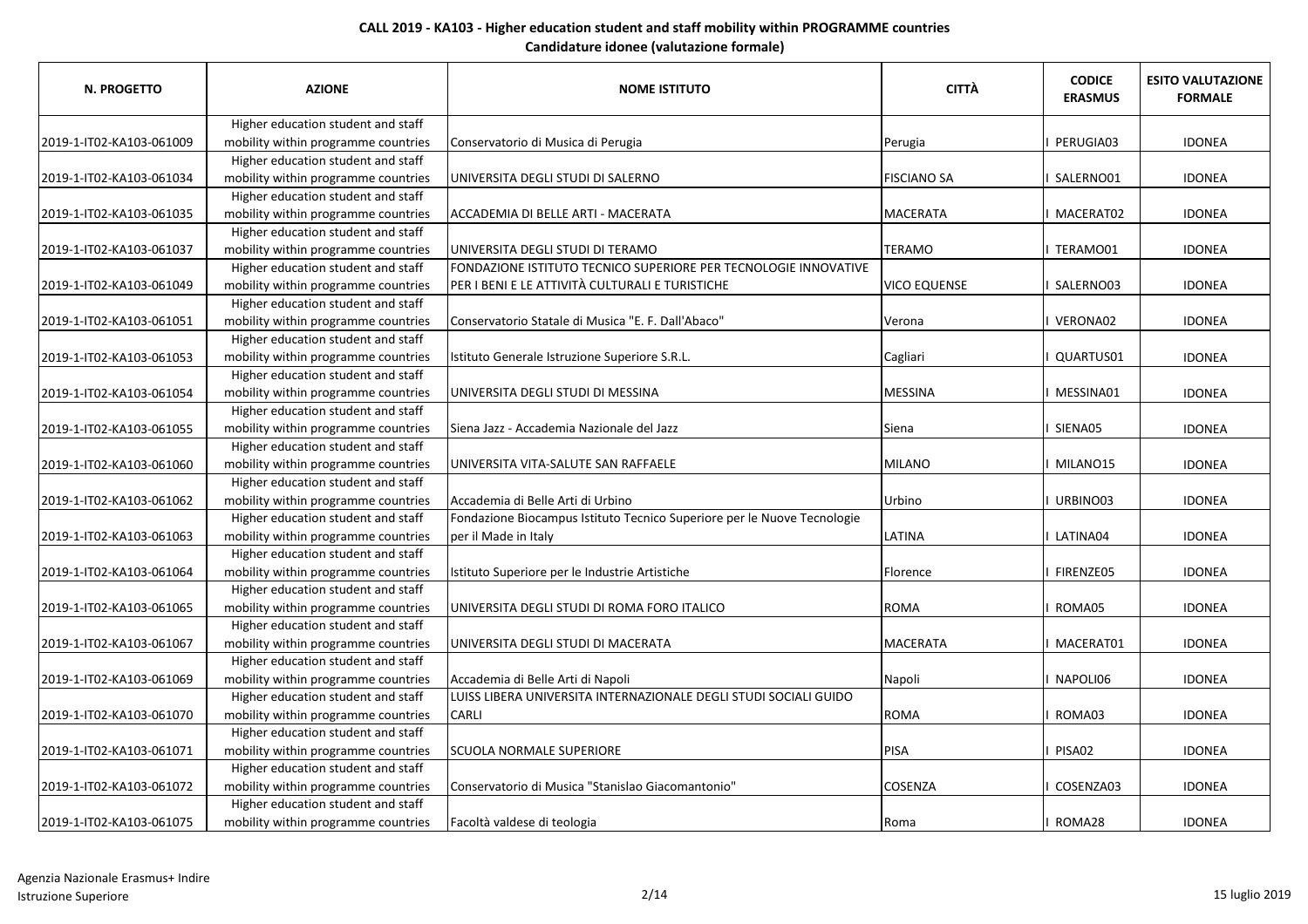**CALL 2019 - KA103 - Higher education student and staff mobility within PROGRAMME countries**

**Candidature idonee (valutazione formale)**

| N. PROGETTO | AZIONE | NOME ISTITUTO | CITTÀ | CODICE ERASMUS | ESITO VALUTAZIONE FORMALE |
|---|---|---|---|---|---|
| 2019-1-IT02-KA103-061009 | Higher education student and staff mobility within programme countries | Conservatorio di Musica di Perugia | Perugia | I PERUGIA03 | IDONEA |
| 2019-1-IT02-KA103-061034 | Higher education student and staff mobility within programme countries | UNIVERSITA DEGLI STUDI DI SALERNO | FISCIANO SA | I SALERNO01 | IDONEA |
| 2019-1-IT02-KA103-061035 | Higher education student and staff mobility within programme countries | ACCADEMIA DI BELLE ARTI - MACERATA | MACERATA | I MACERAT02 | IDONEA |
| 2019-1-IT02-KA103-061037 | Higher education student and staff mobility within programme countries | UNIVERSITA DEGLI STUDI DI TERAMO | TERAMO | I TERAMO01 | IDONEA |
| 2019-1-IT02-KA103-061049 | Higher education student and staff mobility within programme countries | FONDAZIONE ISTITUTO TECNICO SUPERIORE PER TECNOLOGIE INNOVATIVE PER I BENI E LE ATTIVITÀ CULTURALI E TURISTICHE | VICO EQUENSE | I SALERNO03 | IDONEA |
| 2019-1-IT02-KA103-061051 | Higher education student and staff mobility within programme countries | Conservatorio Statale di Musica "E. F. Dall'Abaco" | Verona | I VERONA02 | IDONEA |
| 2019-1-IT02-KA103-061053 | Higher education student and staff mobility within programme countries | Istituto Generale Istruzione Superiore S.R.L. | Cagliari | I QUARTUS01 | IDONEA |
| 2019-1-IT02-KA103-061054 | Higher education student and staff mobility within programme countries | UNIVERSITA DEGLI STUDI DI MESSINA | MESSINA | I MESSINA01 | IDONEA |
| 2019-1-IT02-KA103-061055 | Higher education student and staff mobility within programme countries | Siena Jazz - Accademia Nazionale del Jazz | Siena | I SIENA05 | IDONEA |
| 2019-1-IT02-KA103-061060 | Higher education student and staff mobility within programme countries | UNIVERSITA VITA-SALUTE SAN RAFFAELE | MILANO | I MILANO15 | IDONEA |
| 2019-1-IT02-KA103-061062 | Higher education student and staff mobility within programme countries | Accademia di Belle Arti di Urbino | Urbino | I URBINO03 | IDONEA |
| 2019-1-IT02-KA103-061063 | Higher education student and staff mobility within programme countries | Fondazione Biocampus Istituto Tecnico Superiore per le Nuove Tecnologie per il Made in Italy | LATINA | I LATINA04 | IDONEA |
| 2019-1-IT02-KA103-061064 | Higher education student and staff mobility within programme countries | Istituto Superiore per le Industrie Artistiche | Florence | I FIRENZE05 | IDONEA |
| 2019-1-IT02-KA103-061065 | Higher education student and staff mobility within programme countries | UNIVERSITA DEGLI STUDI DI ROMA FORO ITALICO | ROMA | I ROMA05 | IDONEA |
| 2019-1-IT02-KA103-061067 | Higher education student and staff mobility within programme countries | UNIVERSITA DEGLI STUDI DI MACERATA | MACERATA | I MACERAT01 | IDONEA |
| 2019-1-IT02-KA103-061069 | Higher education student and staff mobility within programme countries | Accademia di Belle Arti di Napoli | Napoli | I NAPOLI06 | IDONEA |
| 2019-1-IT02-KA103-061070 | Higher education student and staff mobility within programme countries | LUISS LIBERA UNIVERSITA INTERNAZIONALE DEGLI STUDI SOCIALI GUIDO CARLI | ROMA | I ROMA03 | IDONEA |
| 2019-1-IT02-KA103-061071 | Higher education student and staff mobility within programme countries | SCUOLA NORMALE SUPERIORE | PISA | I PISA02 | IDONEA |
| 2019-1-IT02-KA103-061072 | Higher education student and staff mobility within programme countries | Conservatorio di Musica "Stanislao Giacomantonio" | COSENZA | I COSENZA03 | IDONEA |
| 2019-1-IT02-KA103-061075 | Higher education student and staff mobility within programme countries | Facoltà valdese di teologia | Roma | I ROMA28 | IDONEA |

Agenzia Nazionale Erasmus+ Indire
Istruzione Superiore

15 luglio 2019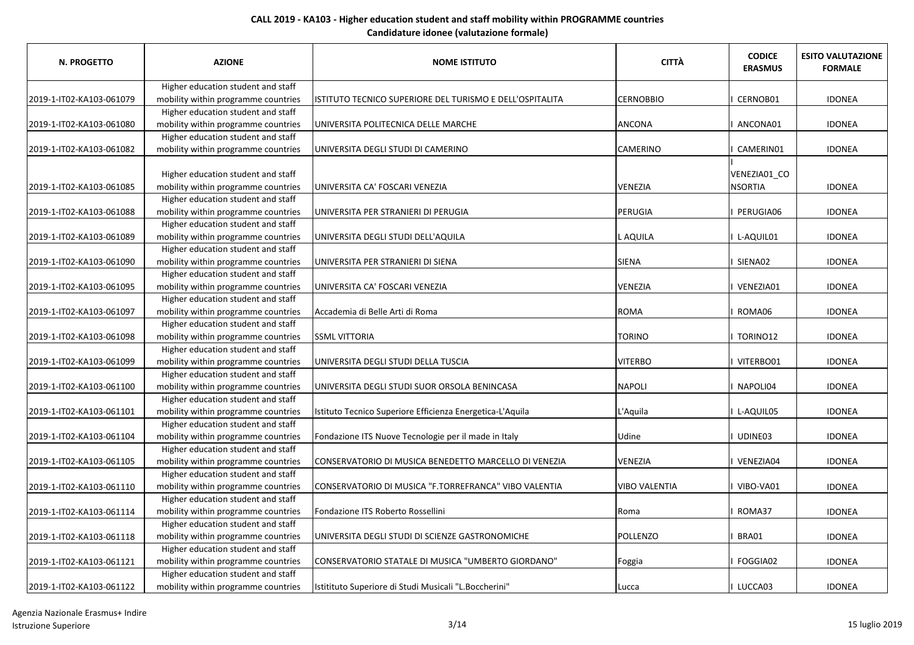**CALL 2019 - KA103 - Higher education student and staff mobility within PROGRAMME countries**

**Candidature idonee (valutazione formale)**

| N. PROGETTO | AZIONE | NOME ISTITUTO | CITTÀ | CODICE ERASMUS | ESITO VALUTAZIONE FORMALE |
|---|---|---|---|---|---|
| 2019-1-IT02-KA103-061079 | Higher education student and staff mobility within programme countries | ISTITUTO TECNICO SUPERIORE DEL TURISMO E DELL'OSPITALITA | CERNOBBIO | I CERNOB01 | IDONEA |
| 2019-1-IT02-KA103-061080 | Higher education student and staff mobility within programme countries | UNIVERSITA POLITECNICA DELLE MARCHE | ANCONA | I ANCONA01 | IDONEA |
| 2019-1-IT02-KA103-061082 | Higher education student and staff mobility within programme countries | UNIVERSITA DEGLI STUDI DI CAMERINO | CAMERINO | I CAMERIN01 | IDONEA |
| 2019-1-IT02-KA103-061085 | Higher education student and staff mobility within programme countries | UNIVERSITA CA' FOSCARI VENEZIA | VENEZIA | I VENEZIA01_CONSORTIA | IDONEA |
| 2019-1-IT02-KA103-061088 | Higher education student and staff mobility within programme countries | UNIVERSITA PER STRANIERI DI PERUGIA | PERUGIA | I PERUGIA06 | IDONEA |
| 2019-1-IT02-KA103-061089 | Higher education student and staff mobility within programme countries | UNIVERSITA DEGLI STUDI DELL'AQUILA | L AQUILA | I L-AQUIL01 | IDONEA |
| 2019-1-IT02-KA103-061090 | Higher education student and staff mobility within programme countries | UNIVERSITA PER STRANIERI DI SIENA | SIENA | I SIENA02 | IDONEA |
| 2019-1-IT02-KA103-061095 | Higher education student and staff mobility within programme countries | UNIVERSITA CA' FOSCARI VENEZIA | VENEZIA | I VENEZIA01 | IDONEA |
| 2019-1-IT02-KA103-061097 | Higher education student and staff mobility within programme countries | Accademia di Belle Arti di Roma | ROMA | I ROMA06 | IDONEA |
| 2019-1-IT02-KA103-061098 | Higher education student and staff mobility within programme countries | SSML VITTORIA | TORINO | I TORINO12 | IDONEA |
| 2019-1-IT02-KA103-061099 | Higher education student and staff mobility within programme countries | UNIVERSITA DEGLI STUDI DELLA TUSCIA | VITERBO | I VITERBO01 | IDONEA |
| 2019-1-IT02-KA103-061100 | Higher education student and staff mobility within programme countries | UNIVERSITA DEGLI STUDI SUOR ORSOLA BENINCASA | NAPOLI | I NAPOLI04 | IDONEA |
| 2019-1-IT02-KA103-061101 | Higher education student and staff mobility within programme countries | Istituto Tecnico Superiore Efficienza Energetica-L'Aquila | L'Aquila | I L-AQUIL05 | IDONEA |
| 2019-1-IT02-KA103-061104 | Higher education student and staff mobility within programme countries | Fondazione ITS Nuove Tecnologie per il made in Italy | Udine | I UDINE03 | IDONEA |
| 2019-1-IT02-KA103-061105 | Higher education student and staff mobility within programme countries | CONSERVATORIO DI MUSICA BENEDETTO MARCELLO DI VENEZIA | VENEZIA | I VENEZIA04 | IDONEA |
| 2019-1-IT02-KA103-061110 | Higher education student and staff mobility within programme countries | CONSERVATORIO DI MUSICA "F.TORREFRANCA" VIBO VALENTIA | VIBO VALENTIA | I VIBO-VA01 | IDONEA |
| 2019-1-IT02-KA103-061114 | Higher education student and staff mobility within programme countries | Fondazione ITS Roberto Rossellini | Roma | I ROMA37 | IDONEA |
| 2019-1-IT02-KA103-061118 | Higher education student and staff mobility within programme countries | UNIVERSITA DEGLI STUDI DI SCIENZE GASTRONOMICHE | POLLENZO | I BRA01 | IDONEA |
| 2019-1-IT02-KA103-061121 | Higher education student and staff mobility within programme countries | CONSERVATORIO STATALE DI MUSICA "UMBERTO GIORDANO" | Foggia | I FOGGIA02 | IDONEA |
| 2019-1-IT02-KA103-061122 | Higher education student and staff mobility within programme countries | Ististituto Superiore di Studi Musicali "L.Boccherini" | Lucca | I LUCCA03 | IDONEA |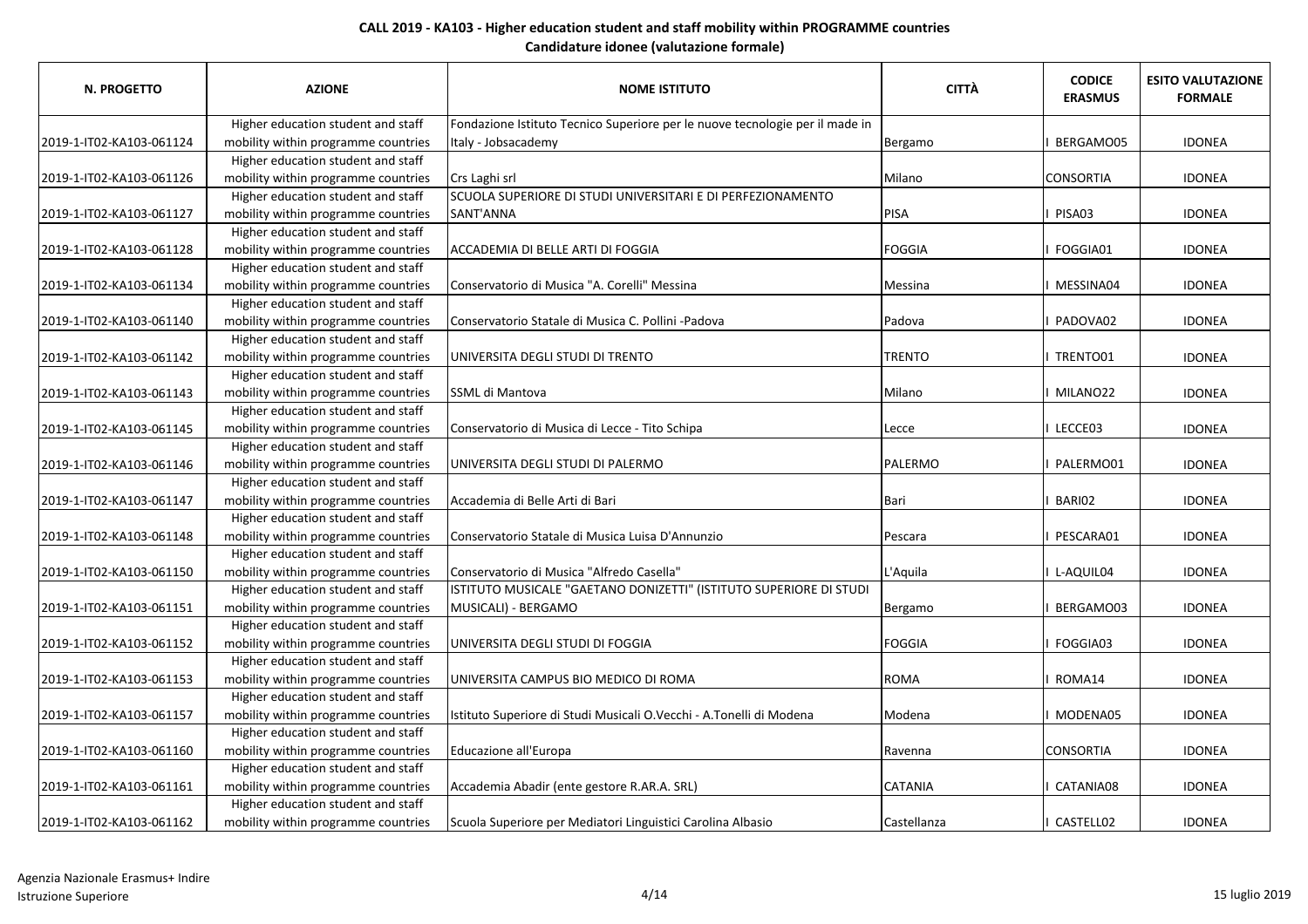**CALL 2019 - KA103 - Higher education student and staff mobility within PROGRAMME countries**

**Candidature idonee (valutazione formale)**

| N. PROGETTO | AZIONE | NOME ISTITUTO | CITTÀ | CODICE ERASMUS | ESITO VALUTAZIONE FORMALE |
|---|---|---|---|---|---|
| 2019-1-IT02-KA103-061124 | Higher education student and staff mobility within programme countries | Fondazione Istituto Tecnico Superiore per le nuove tecnologie per il made in Italy - Jobsacademy | Bergamo | I BERGAMO05 | IDONEA |
| 2019-1-IT02-KA103-061126 | Higher education student and staff mobility within programme countries | Crs Laghi srl | Milano | CONSORTIA | IDONEA |
| 2019-1-IT02-KA103-061127 | Higher education student and staff mobility within programme countries | SCUOLA SUPERIORE DI STUDI UNIVERSITARI E DI PERFEZIONAMENTO SANT'ANNA | PISA | I PISA03 | IDONEA |
| 2019-1-IT02-KA103-061128 | Higher education student and staff mobility within programme countries | ACCADEMIA DI BELLE ARTI DI FOGGIA | FOGGIA | I FOGGIA01 | IDONEA |
| 2019-1-IT02-KA103-061134 | Higher education student and staff mobility within programme countries | Conservatorio di Musica "A. Corelli" Messina | Messina | I MESSINA04 | IDONEA |
| 2019-1-IT02-KA103-061140 | Higher education student and staff mobility within programme countries | Conservatorio Statale di Musica C. Pollini -Padova | Padova | I PADOVA02 | IDONEA |
| 2019-1-IT02-KA103-061142 | Higher education student and staff mobility within programme countries | UNIVERSITA DEGLI STUDI DI TRENTO | TRENTO | I TRENTO01 | IDONEA |
| 2019-1-IT02-KA103-061143 | Higher education student and staff mobility within programme countries | SSML di Mantova | Milano | I MILANO22 | IDONEA |
| 2019-1-IT02-KA103-061145 | Higher education student and staff mobility within programme countries | Conservatorio di Musica di Lecce - Tito Schipa | Lecce | I LECCE03 | IDONEA |
| 2019-1-IT02-KA103-061146 | Higher education student and staff mobility within programme countries | UNIVERSITA DEGLI STUDI DI PALERMO | PALERMO | I PALERMO01 | IDONEA |
| 2019-1-IT02-KA103-061147 | Higher education student and staff mobility within programme countries | Accademia di Belle Arti di Bari | Bari | I BARI02 | IDONEA |
| 2019-1-IT02-KA103-061148 | Higher education student and staff mobility within programme countries | Conservatorio Statale di Musica Luisa D'Annunzio | Pescara | I PESCARA01 | IDONEA |
| 2019-1-IT02-KA103-061150 | Higher education student and staff mobility within programme countries | Conservatorio di Musica "Alfredo Casella" | L'Aquila | I L-AQUIL04 | IDONEA |
| 2019-1-IT02-KA103-061151 | Higher education student and staff mobility within programme countries | ISTITUTO MUSICALE "GAETANO DONIZETTI" (ISTITUTO SUPERIORE DI STUDI MUSICALI) - BERGAMO | Bergamo | I BERGAMO03 | IDONEA |
| 2019-1-IT02-KA103-061152 | Higher education student and staff mobility within programme countries | UNIVERSITA DEGLI STUDI DI FOGGIA | FOGGIA | I FOGGIA03 | IDONEA |
| 2019-1-IT02-KA103-061153 | Higher education student and staff mobility within programme countries | UNIVERSITA CAMPUS BIO MEDICO DI ROMA | ROMA | I ROMA14 | IDONEA |
| 2019-1-IT02-KA103-061157 | Higher education student and staff mobility within programme countries | Istituto Superiore di Studi Musicali O.Vecchi - A.Tonelli di Modena | Modena | I MODENA05 | IDONEA |
| 2019-1-IT02-KA103-061160 | Higher education student and staff mobility within programme countries | Educazione all'Europa | Ravenna | CONSORTIA | IDONEA |
| 2019-1-IT02-KA103-061161 | Higher education student and staff mobility within programme countries | Accademia Abadir (ente gestore R.AR.A. SRL) | CATANIA | I CATANIA08 | IDONEA |
| 2019-1-IT02-KA103-061162 | Higher education student and staff mobility within programme countries | Scuola Superiore per Mediatori Linguistici Carolina Albasio | Castellanza | I CASTELL02 | IDONEA |

Agenzia Nazionale Erasmus+ Indire
Istruzione Superiore

15 luglio 2019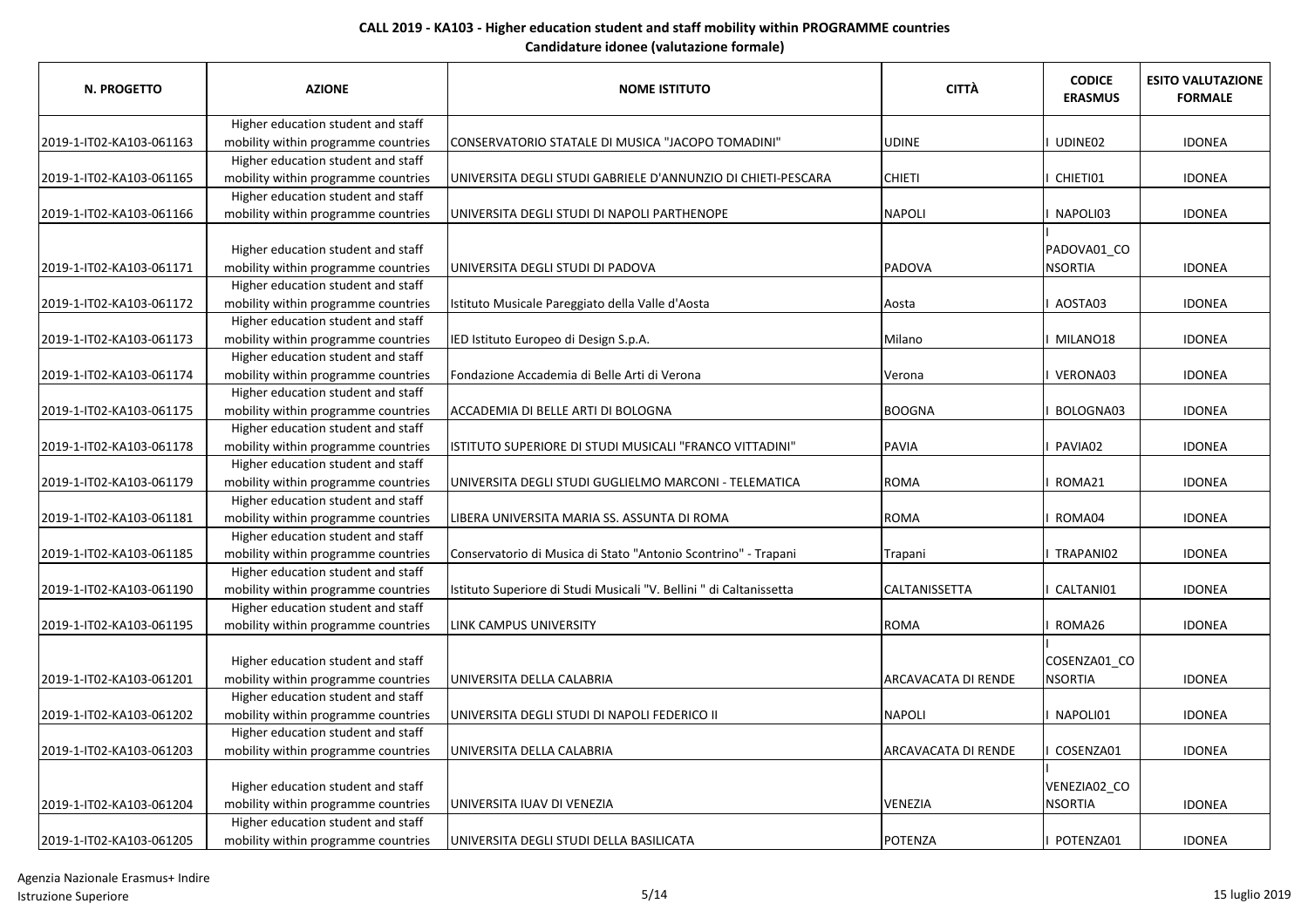**CALL 2019 - KA103 - Higher education student and staff mobility within PROGRAMME countries**

**Candidature idonee (valutazione formale)**

| N. PROGETTO | AZIONE | NOME ISTITUTO | CITTÀ | CODICE ERASMUS | ESITO VALUTAZIONE FORMALE |
|---|---|---|---|---|---|
| 2019-1-IT02-KA103-061163 | Higher education student and staff mobility within programme countries | CONSERVATORIO STATALE DI MUSICA "JACOPO TOMADINI" | UDINE | I UDINE02 | IDONEA |
| 2019-1-IT02-KA103-061165 | Higher education student and staff mobility within programme countries | UNIVERSITA DEGLI STUDI GABRIELE D'ANNUNZIO DI CHIETI-PESCARA | CHIETI | I CHIETI01 | IDONEA |
| 2019-1-IT02-KA103-061166 | Higher education student and staff mobility within programme countries | UNIVERSITA DEGLI STUDI DI NAPOLI PARTHENOPE | NAPOLI | I NAPOLI03 | IDONEA |
| 2019-1-IT02-KA103-061171 | Higher education student and staff mobility within programme countries | UNIVERSITA DEGLI STUDI DI PADOVA | PADOVA | I PADOVA01_CONSORTIA | IDONEA |
| 2019-1-IT02-KA103-061172 | Higher education student and staff mobility within programme countries | Istituto Musicale Pareggiato della Valle d'Aosta | Aosta | I AOSTA03 | IDONEA |
| 2019-1-IT02-KA103-061173 | Higher education student and staff mobility within programme countries | IED Istituto Europeo di Design S.p.A. | Milano | I MILANO18 | IDONEA |
| 2019-1-IT02-KA103-061174 | Higher education student and staff mobility within programme countries | Fondazione Accademia di Belle Arti di Verona | Verona | I VERONA03 | IDONEA |
| 2019-1-IT02-KA103-061175 | Higher education student and staff mobility within programme countries | ACCADEMIA DI BELLE ARTI DI BOLOGNA | BOOGNA | I BOLOGNA03 | IDONEA |
| 2019-1-IT02-KA103-061178 | Higher education student and staff mobility within programme countries | ISTITUTO SUPERIORE DI STUDI MUSICALI "FRANCO VITTADINI" | PAVIA | I PAVIA02 | IDONEA |
| 2019-1-IT02-KA103-061179 | Higher education student and staff mobility within programme countries | UNIVERSITA DEGLI STUDI GUGLIELMO MARCONI - TELEMATICA | ROMA | I ROMA21 | IDONEA |
| 2019-1-IT02-KA103-061181 | Higher education student and staff mobility within programme countries | LIBERA UNIVERSITA MARIA SS. ASSUNTA DI ROMA | ROMA | I ROMA04 | IDONEA |
| 2019-1-IT02-KA103-061185 | Higher education student and staff mobility within programme countries | Conservatorio di Musica di Stato "Antonio Scontrino" - Trapani | Trapani | I TRAPANI02 | IDONEA |
| 2019-1-IT02-KA103-061190 | Higher education student and staff mobility within programme countries | Istituto Superiore di Studi Musicali "V. Bellini " di Caltanissetta | CALTANISSETTA | I CALTANI01 | IDONEA |
| 2019-1-IT02-KA103-061195 | Higher education student and staff mobility within programme countries | LINK CAMPUS UNIVERSITY | ROMA | I ROMA26 | IDONEA |
| 2019-1-IT02-KA103-061201 | Higher education student and staff mobility within programme countries | UNIVERSITA DELLA CALABRIA | ARCAVACATA DI RENDE | I COSENZA01_CONSORTIA | IDONEA |
| 2019-1-IT02-KA103-061202 | Higher education student and staff mobility within programme countries | UNIVERSITA DEGLI STUDI DI NAPOLI FEDERICO II | NAPOLI | I NAPOLI01 | IDONEA |
| 2019-1-IT02-KA103-061203 | Higher education student and staff mobility within programme countries | UNIVERSITA DELLA CALABRIA | ARCAVACATA DI RENDE | I COSENZA01 | IDONEA |
| 2019-1-IT02-KA103-061204 | Higher education student and staff mobility within programme countries | UNIVERSITA IUAV DI VENEZIA | VENEZIA | I VENEZIA02_CONSORTIA | IDONEA |
| 2019-1-IT02-KA103-061205 | Higher education student and staff mobility within programme countries | UNIVERSITA DEGLI STUDI DELLA BASILICATA | POTENZA | I POTENZA01 | IDONEA |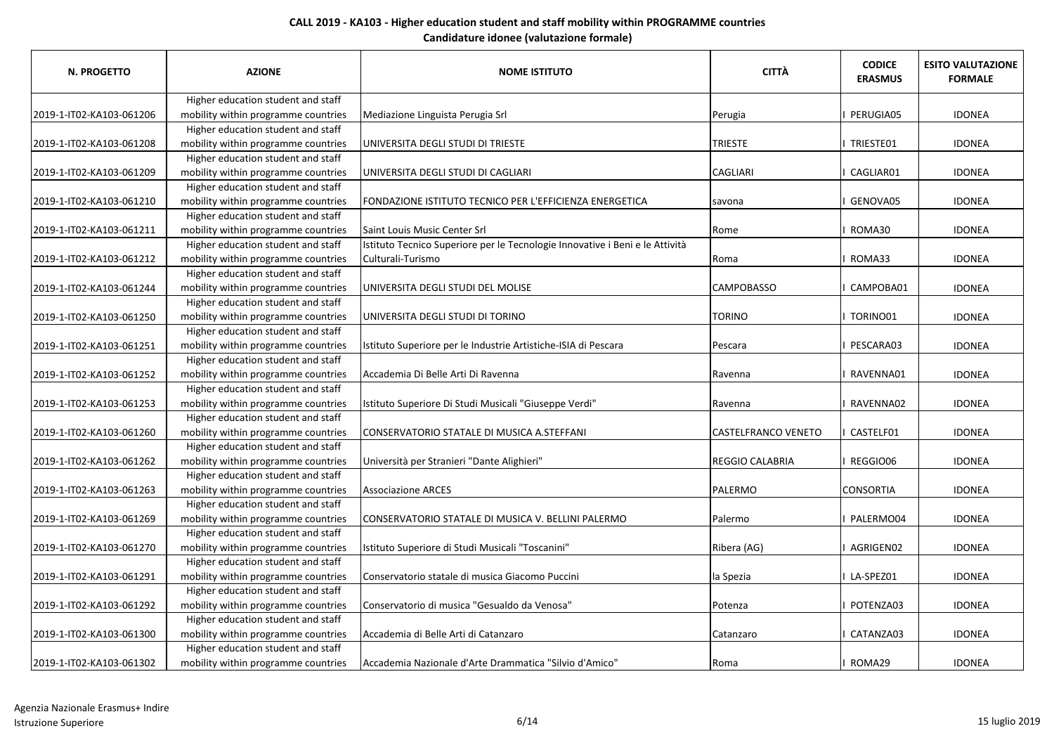**CALL 2019 - KA103 - Higher education student and staff mobility within PROGRAMME countries**

**Candidature idonee (valutazione formale)**

| N. PROGETTO | AZIONE | NOME ISTITUTO | CITTÀ | CODICE ERASMUS | ESITO VALUTAZIONE FORMALE |
|---|---|---|---|---|---|
| 2019-1-IT02-KA103-061206 | Higher education student and staff mobility within programme countries | Mediazione Linguista Perugia Srl | Perugia | I PERUGIA05 | IDONEA |
| 2019-1-IT02-KA103-061208 | Higher education student and staff mobility within programme countries | UNIVERSITA DEGLI STUDI DI TRIESTE | TRIESTE | I TRIESTE01 | IDONEA |
| 2019-1-IT02-KA103-061209 | Higher education student and staff mobility within programme countries | UNIVERSITA DEGLI STUDI DI CAGLIARI | CAGLIARI | I CAGLIAR01 | IDONEA |
| 2019-1-IT02-KA103-061210 | Higher education student and staff mobility within programme countries | FONDAZIONE ISTITUTO TECNICO PER L'EFFICIENZA ENERGETICA | savona | I GENOVA05 | IDONEA |
| 2019-1-IT02-KA103-061211 | Higher education student and staff mobility within programme countries | Saint Louis Music Center Srl | Rome | I ROMA30 | IDONEA |
| 2019-1-IT02-KA103-061212 | Higher education student and staff mobility within programme countries | Istituto Tecnico Superiore per le Tecnologie Innovative i Beni e le Attività Culturali-Turismo | Roma | I ROMA33 | IDONEA |
| 2019-1-IT02-KA103-061244 | Higher education student and staff mobility within programme countries | UNIVERSITA DEGLI STUDI DEL MOLISE | CAMPOBASSO | I CAMPOBA01 | IDONEA |
| 2019-1-IT02-KA103-061250 | Higher education student and staff mobility within programme countries | UNIVERSITA DEGLI STUDI DI TORINO | TORINO | I TORINO01 | IDONEA |
| 2019-1-IT02-KA103-061251 | Higher education student and staff mobility within programme countries | Istituto Superiore per le Industrie Artistiche-ISIA di Pescara | Pescara | I PESCARA03 | IDONEA |
| 2019-1-IT02-KA103-061252 | Higher education student and staff mobility within programme countries | Accademia Di Belle Arti Di Ravenna | Ravenna | I RAVENNA01 | IDONEA |
| 2019-1-IT02-KA103-061253 | Higher education student and staff mobility within programme countries | Istituto Superiore Di Studi Musicali "Giuseppe Verdi" | Ravenna | I RAVENNA02 | IDONEA |
| 2019-1-IT02-KA103-061260 | Higher education student and staff mobility within programme countries | CONSERVATORIO STATALE DI MUSICA A.STEFFANI | CASTELFRANCO VENETO | I CASTELF01 | IDONEA |
| 2019-1-IT02-KA103-061262 | Higher education student and staff mobility within programme countries | Università per Stranieri "Dante Alighieri" | REGGIO CALABRIA | I REGGIO06 | IDONEA |
| 2019-1-IT02-KA103-061263 | Higher education student and staff mobility within programme countries | Associazione ARCES | PALERMO | CONSORTIA | IDONEA |
| 2019-1-IT02-KA103-061269 | Higher education student and staff mobility within programme countries | CONSERVATORIO STATALE DI MUSICA V. BELLINI PALERMO | Palermo | I PALERMO04 | IDONEA |
| 2019-1-IT02-KA103-061270 | Higher education student and staff mobility within programme countries | Istituto Superiore di Studi Musicali "Toscanini" | Ribera (AG) | I AGRIGEN02 | IDONEA |
| 2019-1-IT02-KA103-061291 | Higher education student and staff mobility within programme countries | Conservatorio statale di musica Giacomo Puccini | la Spezia | I LA-SPEZ01 | IDONEA |
| 2019-1-IT02-KA103-061292 | Higher education student and staff mobility within programme countries | Conservatorio di musica "Gesualdo da Venosa" | Potenza | I POTENZA03 | IDONEA |
| 2019-1-IT02-KA103-061300 | Higher education student and staff mobility within programme countries | Accademia di Belle Arti di Catanzaro | Catanzaro | I CATANZA03 | IDONEA |
| 2019-1-IT02-KA103-061302 | Higher education student and staff mobility within programme countries | Accademia Nazionale d'Arte Drammatica "Silvio d'Amico" | Roma | I ROMA29 | IDONEA |

Agenzia Nazionale Erasmus+ Indire
Istruzione Superiore

15 luglio 2019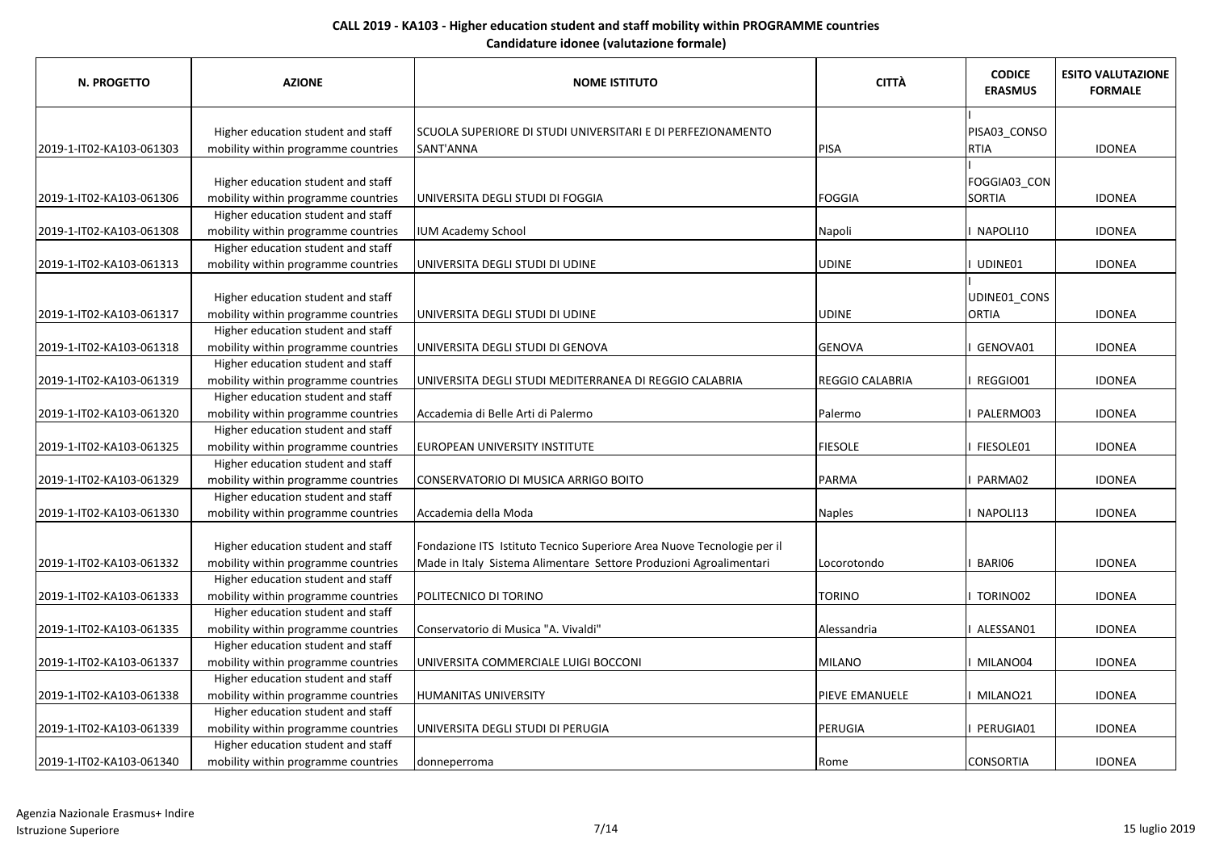**CALL 2019 - KA103 - Higher education student and staff mobility within PROGRAMME countries**

**Candidature idonee (valutazione formale)**

| N. PROGETTO | AZIONE | NOME ISTITUTO | CITTÀ | CODICE ERASMUS | ESITO VALUTAZIONE FORMALE |
|---|---|---|---|---|---|
| 2019-1-IT02-KA103-061303 | Higher education student and staff mobility within programme countries | SCUOLA SUPERIORE DI STUDI UNIVERSITARI E DI PERFEZIONAMENTO SANT'ANNA | PISA | I PISA03_CONSORTIA | IDONEA |
| 2019-1-IT02-KA103-061306 | Higher education student and staff mobility within programme countries | UNIVERSITA DEGLI STUDI DI FOGGIA | FOGGIA | I FOGGIA03_CONSORTIA | IDONEA |
| 2019-1-IT02-KA103-061308 | Higher education student and staff mobility within programme countries | IUM Academy School | Napoli | I NAPOLI10 | IDONEA |
| 2019-1-IT02-KA103-061313 | Higher education student and staff mobility within programme countries | UNIVERSITA DEGLI STUDI DI UDINE | UDINE | I UDINE01 | IDONEA |
| 2019-1-IT02-KA103-061317 | Higher education student and staff mobility within programme countries | UNIVERSITA DEGLI STUDI DI UDINE | UDINE | I UDINE01_CONSORTIA | IDONEA |
| 2019-1-IT02-KA103-061318 | Higher education student and staff mobility within programme countries | UNIVERSITA DEGLI STUDI DI GENOVA | GENOVA | I GENOVA01 | IDONEA |
| 2019-1-IT02-KA103-061319 | Higher education student and staff mobility within programme countries | UNIVERSITA DEGLI STUDI MEDITERRANEA DI REGGIO CALABRIA | REGGIO CALABRIA | I REGGIO01 | IDONEA |
| 2019-1-IT02-KA103-061320 | Higher education student and staff mobility within programme countries | Accademia di Belle Arti di Palermo | Palermo | I PALERMO03 | IDONEA |
| 2019-1-IT02-KA103-061325 | Higher education student and staff mobility within programme countries | EUROPEAN UNIVERSITY INSTITUTE | FIESOLE | I FIESOLE01 | IDONEA |
| 2019-1-IT02-KA103-061329 | Higher education student and staff mobility within programme countries | CONSERVATORIO DI MUSICA ARRIGO BOITO | PARMA | I PARMA02 | IDONEA |
| 2019-1-IT02-KA103-061330 | Higher education student and staff mobility within programme countries | Accademia della Moda | Naples | I NAPOLI13 | IDONEA |
| 2019-1-IT02-KA103-061332 | Higher education student and staff mobility within programme countries | Fondazione ITS Istituto Tecnico Superiore Area Nuove Tecnologie per il Made in Italy Sistema Alimentare Settore Produzioni Agroalimentari | Locorotondo | I BARI06 | IDONEA |
| 2019-1-IT02-KA103-061333 | Higher education student and staff mobility within programme countries | POLITECNICO DI TORINO | TORINO | I TORINO02 | IDONEA |
| 2019-1-IT02-KA103-061335 | Higher education student and staff mobility within programme countries | Conservatorio di Musica "A. Vivaldi" | Alessandria | I ALESSAN01 | IDONEA |
| 2019-1-IT02-KA103-061337 | Higher education student and staff mobility within programme countries | UNIVERSITA COMMERCIALE LUIGI BOCCONI | MILANO | I MILANO04 | IDONEA |
| 2019-1-IT02-KA103-061338 | Higher education student and staff mobility within programme countries | HUMANITAS UNIVERSITY | PIEVE EMANUELE | I MILANO21 | IDONEA |
| 2019-1-IT02-KA103-061339 | Higher education student and staff mobility within programme countries | UNIVERSITA DEGLI STUDI DI PERUGIA | PERUGIA | I PERUGIA01 | IDONEA |
| 2019-1-IT02-KA103-061340 | Higher education student and staff mobility within programme countries | donneperroma | Rome | CONSORTIA | IDONEA |

Agenzia Nazionale Erasmus+ Indire
Istruzione Superiore

15 luglio 2019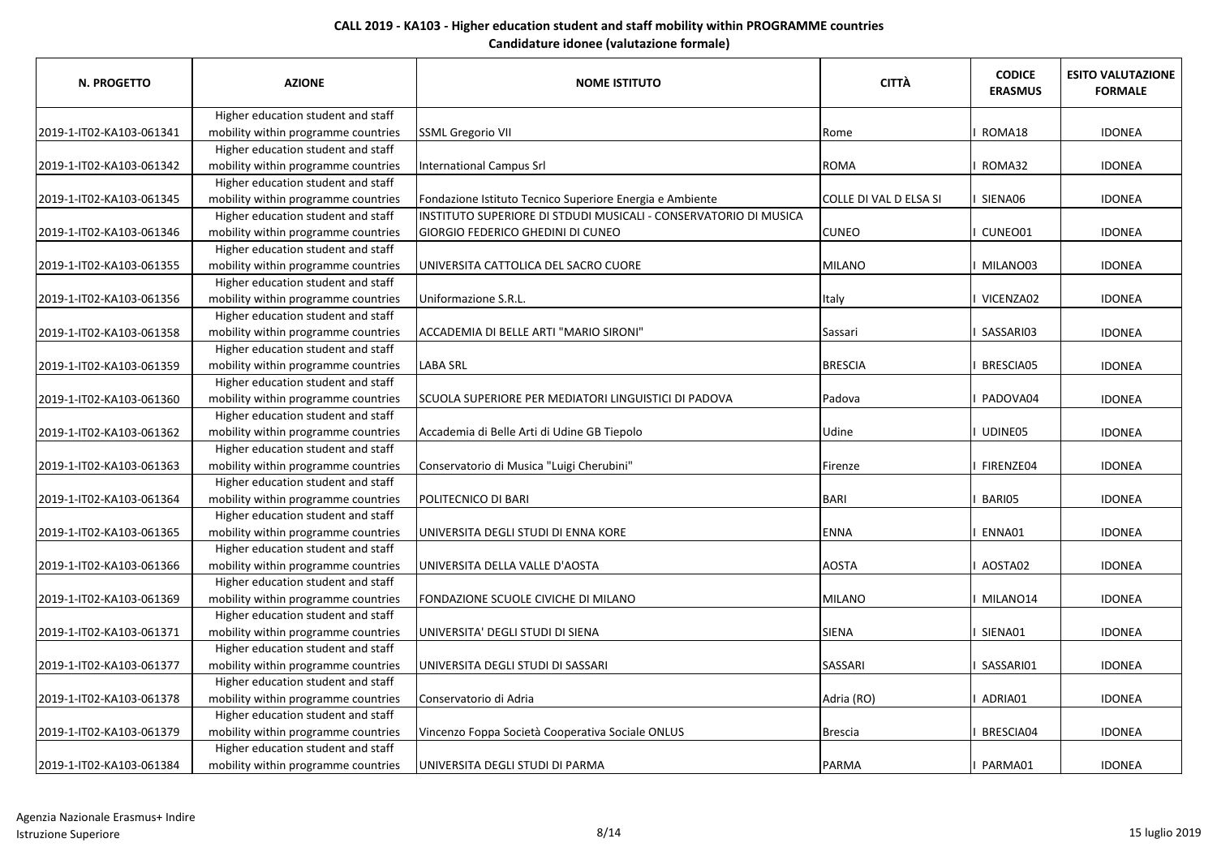**CALL 2019 - KA103 - Higher education student and staff mobility within PROGRAMME countries**
**Candidature idonee (valutazione formale)**

| N. PROGETTO | AZIONE | NOME ISTITUTO | CITTÀ | CODICE ERASMUS | ESITO VALUTAZIONE FORMALE |
|---|---|---|---|---|---|
| 2019-1-IT02-KA103-061341 | Higher education student and staff mobility within programme countries | SSML Gregorio VII | Rome | I ROMA18 | IDONEA |
| 2019-1-IT02-KA103-061342 | Higher education student and staff mobility within programme countries | International Campus Srl | ROMA | I ROMA32 | IDONEA |
| 2019-1-IT02-KA103-061345 | Higher education student and staff mobility within programme countries | Fondazione Istituto Tecnico Superiore Energia e Ambiente | COLLE DI VAL D ELSA SI | I SIENA06 | IDONEA |
| 2019-1-IT02-KA103-061346 | Higher education student and staff mobility within programme countries | INSTITUTO SUPERIORE DI STDUDI MUSICALI - CONSERVATORIO DI MUSICA GIORGIO FEDERICO GHEDINI DI CUNEO | CUNEO | I CUNEO01 | IDONEA |
| 2019-1-IT02-KA103-061355 | Higher education student and staff mobility within programme countries | UNIVERSITA CATTOLICA DEL SACRO CUORE | MILANO | I MILANO03 | IDONEA |
| 2019-1-IT02-KA103-061356 | Higher education student and staff mobility within programme countries | Uniformazione S.R.L. | Italy | I VICENZA02 | IDONEA |
| 2019-1-IT02-KA103-061358 | Higher education student and staff mobility within programme countries | ACCADEMIA DI BELLE ARTI "MARIO SIRONI" | Sassari | I SASSARI03 | IDONEA |
| 2019-1-IT02-KA103-061359 | Higher education student and staff mobility within programme countries | LABA SRL | BRESCIA | I BRESCIA05 | IDONEA |
| 2019-1-IT02-KA103-061360 | Higher education student and staff mobility within programme countries | SCUOLA SUPERIORE PER MEDIATORI LINGUISTICI DI PADOVA | Padova | I PADOVA04 | IDONEA |
| 2019-1-IT02-KA103-061362 | Higher education student and staff mobility within programme countries | Accademia di Belle Arti di Udine GB Tiepolo | Udine | I UDINE05 | IDONEA |
| 2019-1-IT02-KA103-061363 | Higher education student and staff mobility within programme countries | Conservatorio di Musica "Luigi Cherubini" | Firenze | I FIRENZE04 | IDONEA |
| 2019-1-IT02-KA103-061364 | Higher education student and staff mobility within programme countries | POLITECNICO DI BARI | BARI | I BARI05 | IDONEA |
| 2019-1-IT02-KA103-061365 | Higher education student and staff mobility within programme countries | UNIVERSITA DEGLI STUDI DI ENNA KORE | ENNA | I ENNA01 | IDONEA |
| 2019-1-IT02-KA103-061366 | Higher education student and staff mobility within programme countries | UNIVERSITA DELLA VALLE D'AOSTA | AOSTA | I AOSTA02 | IDONEA |
| 2019-1-IT02-KA103-061369 | Higher education student and staff mobility within programme countries | FONDAZIONE SCUOLE CIVICHE DI MILANO | MILANO | I MILANO14 | IDONEA |
| 2019-1-IT02-KA103-061371 | Higher education student and staff mobility within programme countries | UNIVERSITA' DEGLI STUDI DI SIENA | SIENA | I SIENA01 | IDONEA |
| 2019-1-IT02-KA103-061377 | Higher education student and staff mobility within programme countries | UNIVERSITA DEGLI STUDI DI SASSARI | SASSARI | I SASSARI01 | IDONEA |
| 2019-1-IT02-KA103-061378 | Higher education student and staff mobility within programme countries | Conservatorio di Adria | Adria (RO) | I ADRIA01 | IDONEA |
| 2019-1-IT02-KA103-061379 | Higher education student and staff mobility within programme countries | Vincenzo Foppa Società Cooperativa Sociale ONLUS | Brescia | I BRESCIA04 | IDONEA |
| 2019-1-IT02-KA103-061384 | Higher education student and staff mobility within programme countries | UNIVERSITA DEGLI STUDI DI PARMA | PARMA | I PARMA01 | IDONEA |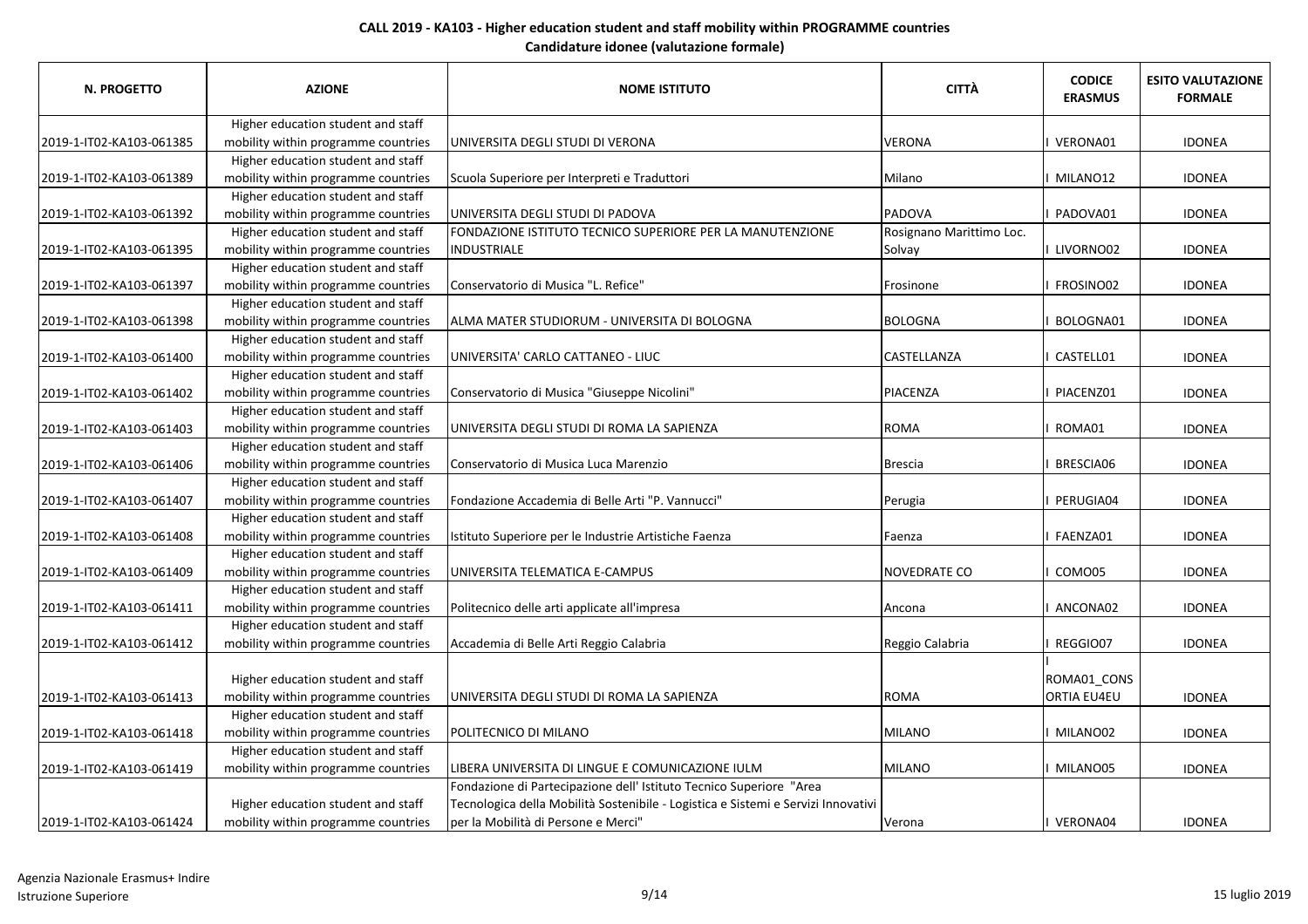**CALL 2019 - KA103 - Higher education student and staff mobility within PROGRAMME countries**

**Candidature idonee (valutazione formale)**

| N. PROGETTO | AZIONE | NOME ISTITUTO | CITTÀ | CODICE ERASMUS | ESITO VALUTAZIONE FORMALE |
|---|---|---|---|---|---|
| 2019-1-IT02-KA103-061385 | Higher education student and staff mobility within programme countries | UNIVERSITA DEGLI STUDI DI VERONA | VERONA | I VERONA01 | IDONEA |
| 2019-1-IT02-KA103-061389 | Higher education student and staff mobility within programme countries | Scuola Superiore per Interpreti e Traduttori | Milano | I MILANO12 | IDONEA |
| 2019-1-IT02-KA103-061392 | Higher education student and staff mobility within programme countries | UNIVERSITA DEGLI STUDI DI PADOVA | PADOVA | I PADOVA01 | IDONEA |
| 2019-1-IT02-KA103-061395 | Higher education student and staff mobility within programme countries | FONDAZIONE ISTITUTO TECNICO SUPERIORE PER LA MANUTENZIONE INDUSTRIALE | Rosignano Marittimo Loc. Solvay | I LIVORNO02 | IDONEA |
| 2019-1-IT02-KA103-061397 | Higher education student and staff mobility within programme countries | Conservatorio di Musica "L. Refice" | Frosinone | I FROSINO02 | IDONEA |
| 2019-1-IT02-KA103-061398 | Higher education student and staff mobility within programme countries | ALMA MATER STUDIORUM - UNIVERSITA DI BOLOGNA | BOLOGNA | I BOLOGNA01 | IDONEA |
| 2019-1-IT02-KA103-061400 | Higher education student and staff mobility within programme countries | UNIVERSITA' CARLO CATTANEO - LIUC | CASTELLANZA | I CASTELL01 | IDONEA |
| 2019-1-IT02-KA103-061402 | Higher education student and staff mobility within programme countries | Conservatorio di Musica "Giuseppe Nicolini" | PIACENZA | I PIACENZ01 | IDONEA |
| 2019-1-IT02-KA103-061403 | Higher education student and staff mobility within programme countries | UNIVERSITA DEGLI STUDI DI ROMA LA SAPIENZA | ROMA | I ROMA01 | IDONEA |
| 2019-1-IT02-KA103-061406 | Higher education student and staff mobility within programme countries | Conservatorio di Musica Luca Marenzio | Brescia | I BRESCIA06 | IDONEA |
| 2019-1-IT02-KA103-061407 | Higher education student and staff mobility within programme countries | Fondazione Accademia di Belle Arti "P. Vannucci" | Perugia | I PERUGIA04 | IDONEA |
| 2019-1-IT02-KA103-061408 | Higher education student and staff mobility within programme countries | Istituto Superiore per le Industrie Artistiche Faenza | Faenza | I FAENZA01 | IDONEA |
| 2019-1-IT02-KA103-061409 | Higher education student and staff mobility within programme countries | UNIVERSITA TELEMATICA E-CAMPUS | NOVEDRATE CO | I COMO05 | IDONEA |
| 2019-1-IT02-KA103-061411 | Higher education student and staff mobility within programme countries | Politecnico delle arti applicate all'impresa | Ancona | I ANCONA02 | IDONEA |
| 2019-1-IT02-KA103-061412 | Higher education student and staff mobility within programme countries | Accademia di Belle Arti Reggio Calabria | Reggio Calabria | I REGGIO07 | IDONEA |
| 2019-1-IT02-KA103-061413 | Higher education student and staff mobility within programme countries | UNIVERSITA DEGLI STUDI DI ROMA LA SAPIENZA | ROMA | I ROMA01_CONSORTIA EU4EU | IDONEA |
| 2019-1-IT02-KA103-061418 | Higher education student and staff mobility within programme countries | POLITECNICO DI MILANO | MILANO | I MILANO02 | IDONEA |
| 2019-1-IT02-KA103-061419 | Higher education student and staff mobility within programme countries | LIBERA UNIVERSITA DI LINGUE E COMUNICAZIONE IULM | MILANO | I MILANO05 | IDONEA |
| 2019-1-IT02-KA103-061424 | Higher education student and staff mobility within programme countries | Fondazione di Partecipazione dell' Istituto Tecnico Superiore "Area Tecnologica della Mobilità Sostenibile - Logistica e Sistemi e Servizi Innovativi per la Mobilità di Persone e Merci" | Verona | I VERONA04 | IDONEA |

Agenzia Nazionale Erasmus+ Indire
Istruzione Superiore

15 luglio 2019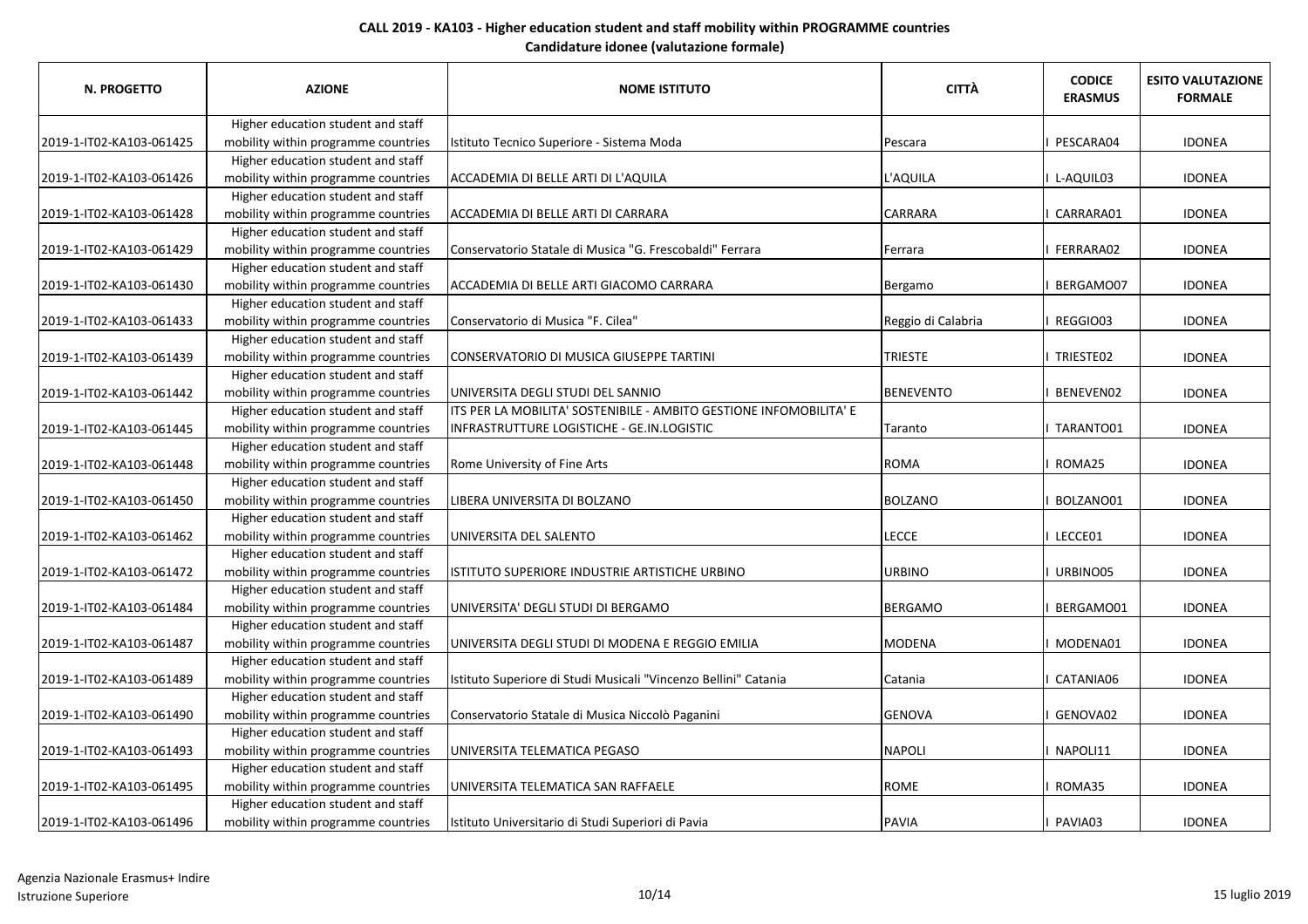**CALL 2019 - KA103 - Higher education student and staff mobility within PROGRAMME countries**

**Candidature idonee (valutazione formale)**

| N. PROGETTO | AZIONE | NOME ISTITUTO | CITTÀ | CODICE ERASMUS | ESITO VALUTAZIONE FORMALE |
|---|---|---|---|---|---|
| 2019-1-IT02-KA103-061425 | Higher education student and staff mobility within programme countries | Istituto Tecnico Superiore - Sistema Moda | Pescara | I PESCARA04 | IDONEA |
| 2019-1-IT02-KA103-061426 | Higher education student and staff mobility within programme countries | ACCADEMIA DI BELLE ARTI DI L'AQUILA | L'AQUILA | I L-AQUIL03 | IDONEA |
| 2019-1-IT02-KA103-061428 | Higher education student and staff mobility within programme countries | ACCADEMIA DI BELLE ARTI DI CARRARA | CARRARA | I CARRARA01 | IDONEA |
| 2019-1-IT02-KA103-061429 | Higher education student and staff mobility within programme countries | Conservatorio Statale di Musica "G. Frescobaldi" Ferrara | Ferrara | I FERRARA02 | IDONEA |
| 2019-1-IT02-KA103-061430 | Higher education student and staff mobility within programme countries | ACCADEMIA DI BELLE ARTI GIACOMO CARRARA | Bergamo | I BERGAMO07 | IDONEA |
| 2019-1-IT02-KA103-061433 | Higher education student and staff mobility within programme countries | Conservatorio di Musica "F. Cilea" | Reggio di Calabria | I REGGIO03 | IDONEA |
| 2019-1-IT02-KA103-061439 | Higher education student and staff mobility within programme countries | CONSERVATORIO DI MUSICA GIUSEPPE TARTINI | TRIESTE | I TRIESTE02 | IDONEA |
| 2019-1-IT02-KA103-061442 | Higher education student and staff mobility within programme countries | UNIVERSITA DEGLI STUDI DEL SANNIO | BENEVENTO | I BENEVEN02 | IDONEA |
| 2019-1-IT02-KA103-061445 | Higher education student and staff mobility within programme countries | ITS PER LA MOBILITA' SOSTENIBILE - AMBITO GESTIONE INFOMOBILITA' E INFRASTRUTTURE LOGISTICHE - GE.IN.LOGISTIC | Taranto | I TARANTO01 | IDONEA |
| 2019-1-IT02-KA103-061448 | Higher education student and staff mobility within programme countries | Rome University of Fine Arts | ROMA | I ROMA25 | IDONEA |
| 2019-1-IT02-KA103-061450 | Higher education student and staff mobility within programme countries | LIBERA UNIVERSITA DI BOLZANO | BOLZANO | I BOLZANO01 | IDONEA |
| 2019-1-IT02-KA103-061462 | Higher education student and staff mobility within programme countries | UNIVERSITA DEL SALENTO | LECCE | I LECCE01 | IDONEA |
| 2019-1-IT02-KA103-061472 | Higher education student and staff mobility within programme countries | ISTITUTO SUPERIORE INDUSTRIE ARTISTICHE URBINO | URBINO | I URBINO05 | IDONEA |
| 2019-1-IT02-KA103-061484 | Higher education student and staff mobility within programme countries | UNIVERSITA' DEGLI STUDI DI BERGAMO | BERGAMO | I BERGAMO01 | IDONEA |
| 2019-1-IT02-KA103-061487 | Higher education student and staff mobility within programme countries | UNIVERSITA DEGLI STUDI DI MODENA E REGGIO EMILIA | MODENA | I MODENA01 | IDONEA |
| 2019-1-IT02-KA103-061489 | Higher education student and staff mobility within programme countries | Istituto Superiore di Studi Musicali "Vincenzo Bellini" Catania | Catania | I CATANIA06 | IDONEA |
| 2019-1-IT02-KA103-061490 | Higher education student and staff mobility within programme countries | Conservatorio Statale di Musica Niccolò Paganini | GENOVA | I GENOVA02 | IDONEA |
| 2019-1-IT02-KA103-061493 | Higher education student and staff mobility within programme countries | UNIVERSITA TELEMATICA PEGASO | NAPOLI | I NAPOLI11 | IDONEA |
| 2019-1-IT02-KA103-061495 | Higher education student and staff mobility within programme countries | UNIVERSITA TELEMATICA SAN RAFFAELE | ROME | I ROMA35 | IDONEA |
| 2019-1-IT02-KA103-061496 | Higher education student and staff mobility within programme countries | Istituto Universitario di Studi Superiori di Pavia | PAVIA | I PAVIA03 | IDONEA |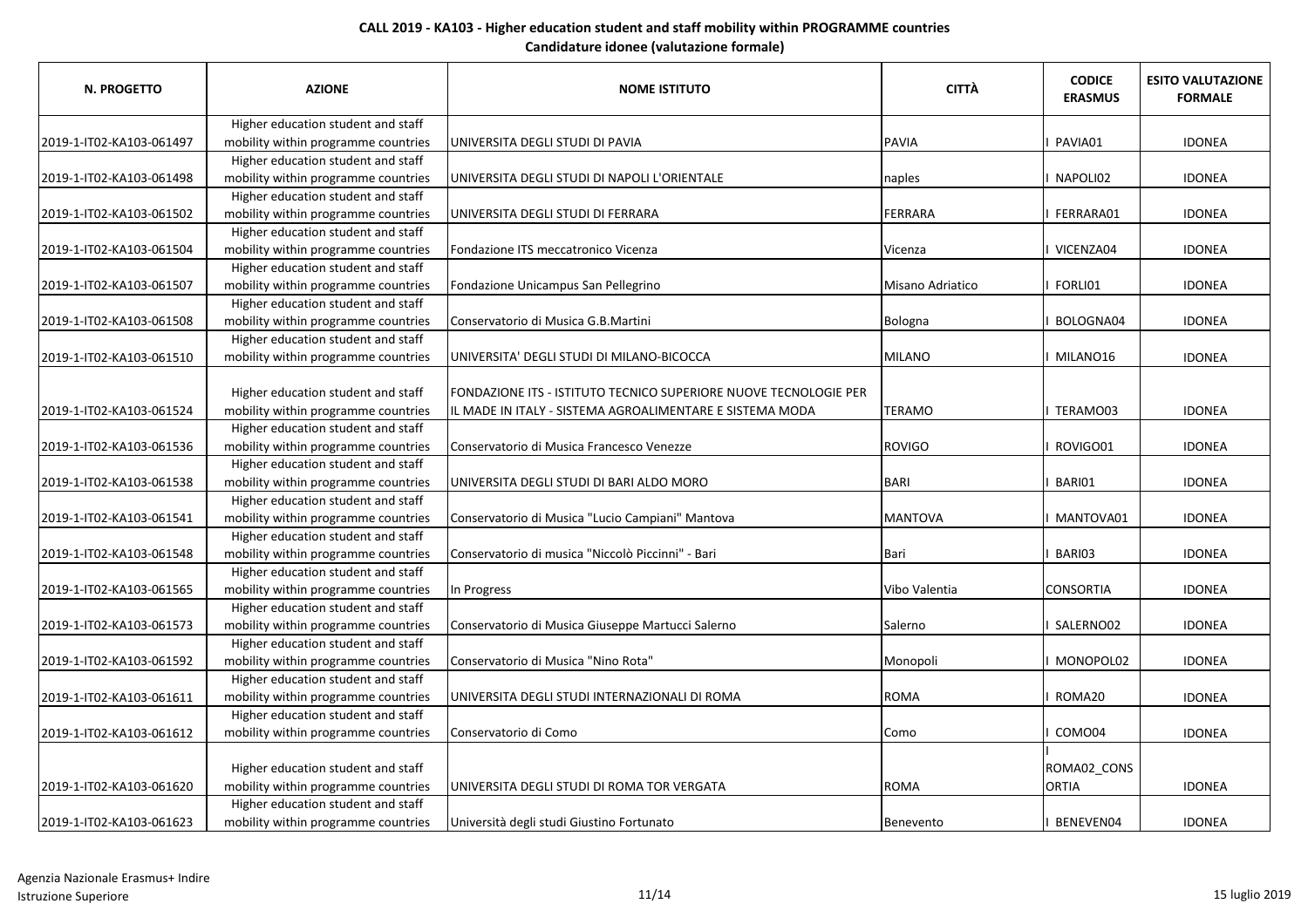**CALL 2019 - KA103 - Higher education student and staff mobility within PROGRAMME countries**
**Candidature idonee (valutazione formale)**

| N. PROGETTO | AZIONE | NOME ISTITUTO | CITTÀ | CODICE ERASMUS | ESITO VALUTAZIONE FORMALE |
|---|---|---|---|---|---|
| 2019-1-IT02-KA103-061497 | Higher education student and staff mobility within programme countries | UNIVERSITA DEGLI STUDI DI PAVIA | PAVIA | I PAVIA01 | IDONEA |
| 2019-1-IT02-KA103-061498 | Higher education student and staff mobility within programme countries | UNIVERSITA DEGLI STUDI DI NAPOLI L'ORIENTALE | naples | I NAPOLI02 | IDONEA |
| 2019-1-IT02-KA103-061502 | Higher education student and staff mobility within programme countries | UNIVERSITA DEGLI STUDI DI FERRARA | FERRARA | I FERRARA01 | IDONEA |
| 2019-1-IT02-KA103-061504 | Higher education student and staff mobility within programme countries | Fondazione ITS meccatronico Vicenza | Vicenza | I VICENZA04 | IDONEA |
| 2019-1-IT02-KA103-061507 | Higher education student and staff mobility within programme countries | Fondazione Unicampus San Pellegrino | Misano Adriatico | I FORLI01 | IDONEA |
| 2019-1-IT02-KA103-061508 | Higher education student and staff mobility within programme countries | Conservatorio di Musica G.B.Martini | Bologna | I BOLOGNA04 | IDONEA |
| 2019-1-IT02-KA103-061510 | Higher education student and staff mobility within programme countries | UNIVERSITA' DEGLI STUDI DI MILANO-BICOCCA | MILANO | I MILANO16 | IDONEA |
| 2019-1-IT02-KA103-061524 | Higher education student and staff mobility within programme countries | FONDAZIONE ITS - ISTITUTO TECNICO SUPERIORE NUOVE TECNOLOGIE PER IL MADE IN ITALY - SISTEMA AGROALIMENTARE E SISTEMA MODA | TERAMO | I TERAMO03 | IDONEA |
| 2019-1-IT02-KA103-061536 | Higher education student and staff mobility within programme countries | Conservatorio di Musica Francesco Venezze | ROVIGO | I ROVIGO01 | IDONEA |
| 2019-1-IT02-KA103-061538 | Higher education student and staff mobility within programme countries | UNIVERSITA DEGLI STUDI DI BARI ALDO MORO | BARI | I BARI01 | IDONEA |
| 2019-1-IT02-KA103-061541 | Higher education student and staff mobility within programme countries | Conservatorio di Musica "Lucio Campiani" Mantova | MANTOVA | I MANTOVA01 | IDONEA |
| 2019-1-IT02-KA103-061548 | Higher education student and staff mobility within programme countries | Conservatorio di musica "Niccolò Piccinni" - Bari | Bari | I BARI03 | IDONEA |
| 2019-1-IT02-KA103-061565 | Higher education student and staff mobility within programme countries | In Progress | Vibo Valentia | CONSORTIA | IDONEA |
| 2019-1-IT02-KA103-061573 | Higher education student and staff mobility within programme countries | Conservatorio di Musica Giuseppe Martucci Salerno | Salerno | I SALERNO02 | IDONEA |
| 2019-1-IT02-KA103-061592 | Higher education student and staff mobility within programme countries | Conservatorio di Musica "Nino Rota" | Monopoli | I MONOPOL02 | IDONEA |
| 2019-1-IT02-KA103-061611 | Higher education student and staff mobility within programme countries | UNIVERSITA DEGLI STUDI INTERNAZIONALI DI ROMA | ROMA | I ROMA20 | IDONEA |
| 2019-1-IT02-KA103-061612 | Higher education student and staff mobility within programme countries | Conservatorio di Como | Como | I COMO04 | IDONEA |
| 2019-1-IT02-KA103-061620 | Higher education student and staff mobility within programme countries | UNIVERSITA DEGLI STUDI DI ROMA TOR VERGATA | ROMA | I ROMA02_CONSORTIA | IDONEA |
| 2019-1-IT02-KA103-061623 | Higher education student and staff mobility within programme countries | Università degli studi Giustino Fortunato | Benevento | I BENEVEN04 | IDONEA |

Agenzia Nazionale Erasmus+ Indire
Istruzione Superiore

15 luglio 2019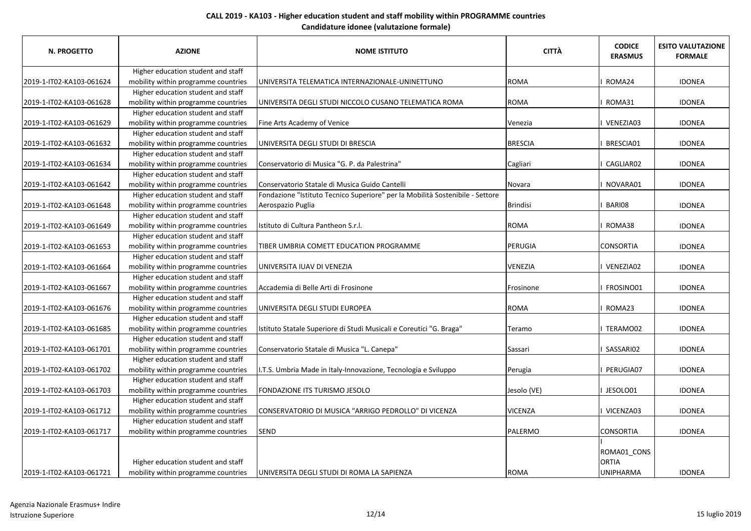**CALL 2019 - KA103 - Higher education student and staff mobility within PROGRAMME countries**

**Candidature idonee (valutazione formale)**

| N. PROGETTO | AZIONE | NOME ISTITUTO | CITTÀ | CODICE ERASMUS | ESITO VALUTAZIONE FORMALE |
|---|---|---|---|---|---|
| 2019-1-IT02-KA103-061624 | Higher education student and staff mobility within programme countries | UNIVERSITA TELEMATICA INTERNAZIONALE-UNINETTUNO | ROMA | I ROMA24 | IDONEA |
| 2019-1-IT02-KA103-061628 | Higher education student and staff mobility within programme countries | UNIVERSITA DEGLI STUDI NICCOLO CUSANO TELEMATICA ROMA | ROMA | I ROMA31 | IDONEA |
| 2019-1-IT02-KA103-061629 | Higher education student and staff mobility within programme countries | Fine Arts Academy of Venice | Venezia | I VENEZIA03 | IDONEA |
| 2019-1-IT02-KA103-061632 | Higher education student and staff mobility within programme countries | UNIVERSITA DEGLI STUDI DI BRESCIA | BRESCIA | I BRESCIA01 | IDONEA |
| 2019-1-IT02-KA103-061634 | Higher education student and staff mobility within programme countries | Conservatorio di Musica "G. P. da Palestrina" | Cagliari | I CAGLIAR02 | IDONEA |
| 2019-1-IT02-KA103-061642 | Higher education student and staff mobility within programme countries | Conservatorio Statale di Musica Guido Cantelli | Novara | I NOVARA01 | IDONEA |
| 2019-1-IT02-KA103-061648 | Higher education student and staff mobility within programme countries | Fondazione "Istituto Tecnico Superiore" per la Mobilità Sostenibile - Settore Aerospazio Puglia | Brindisi | I BARI08 | IDONEA |
| 2019-1-IT02-KA103-061649 | Higher education student and staff mobility within programme countries | Istituto di Cultura Pantheon S.r.l. | ROMA | I ROMA38 | IDONEA |
| 2019-1-IT02-KA103-061653 | Higher education student and staff mobility within programme countries | TIBER UMBRIA COMETT EDUCATION PROGRAMME | PERUGIA | CONSORTIA | IDONEA |
| 2019-1-IT02-KA103-061664 | Higher education student and staff mobility within programme countries | UNIVERSITA IUAV DI VENEZIA | VENEZIA | I VENEZIA02 | IDONEA |
| 2019-1-IT02-KA103-061667 | Higher education student and staff mobility within programme countries | Accademia di Belle Arti di Frosinone | Frosinone | I FROSINO01 | IDONEA |
| 2019-1-IT02-KA103-061676 | Higher education student and staff mobility within programme countries | UNIVERSITA DEGLI STUDI EUROPEA | ROMA | I ROMA23 | IDONEA |
| 2019-1-IT02-KA103-061685 | Higher education student and staff mobility within programme countries | Istituto Statale Superiore di Studi Musicali e Coreutici "G. Braga" | Teramo | I TERAMO02 | IDONEA |
| 2019-1-IT02-KA103-061701 | Higher education student and staff mobility within programme countries | Conservatorio Statale di Musica "L. Canepa" | Sassari | I SASSARI02 | IDONEA |
| 2019-1-IT02-KA103-061702 | Higher education student and staff mobility within programme countries | I.T.S. Umbria Made in Italy-Innovazione, Tecnologia e Sviluppo | Perugia | I PERUGIA07 | IDONEA |
| 2019-1-IT02-KA103-061703 | Higher education student and staff mobility within programme countries | FONDAZIONE ITS TURISMO JESOLO | Jesolo (VE) | I JESOLO01 | IDONEA |
| 2019-1-IT02-KA103-061712 | Higher education student and staff mobility within programme countries | CONSERVATORIO DI MUSICA "ARRIGO PEDROLLO" DI VICENZA | VICENZA | I VICENZA03 | IDONEA |
| 2019-1-IT02-KA103-061717 | Higher education student and staff mobility within programme countries | SEND | PALERMO | CONSORTIA | IDONEA |
| 2019-1-IT02-KA103-061721 | Higher education student and staff mobility within programme countries | UNIVERSITA DEGLI STUDI DI ROMA LA SAPIENZA | ROMA | I ROMA01_CONSORTIA UNIPHARMA | IDONEA |

Agenzia Nazionale Erasmus+ Indire
Istruzione Superiore

15 luglio 2019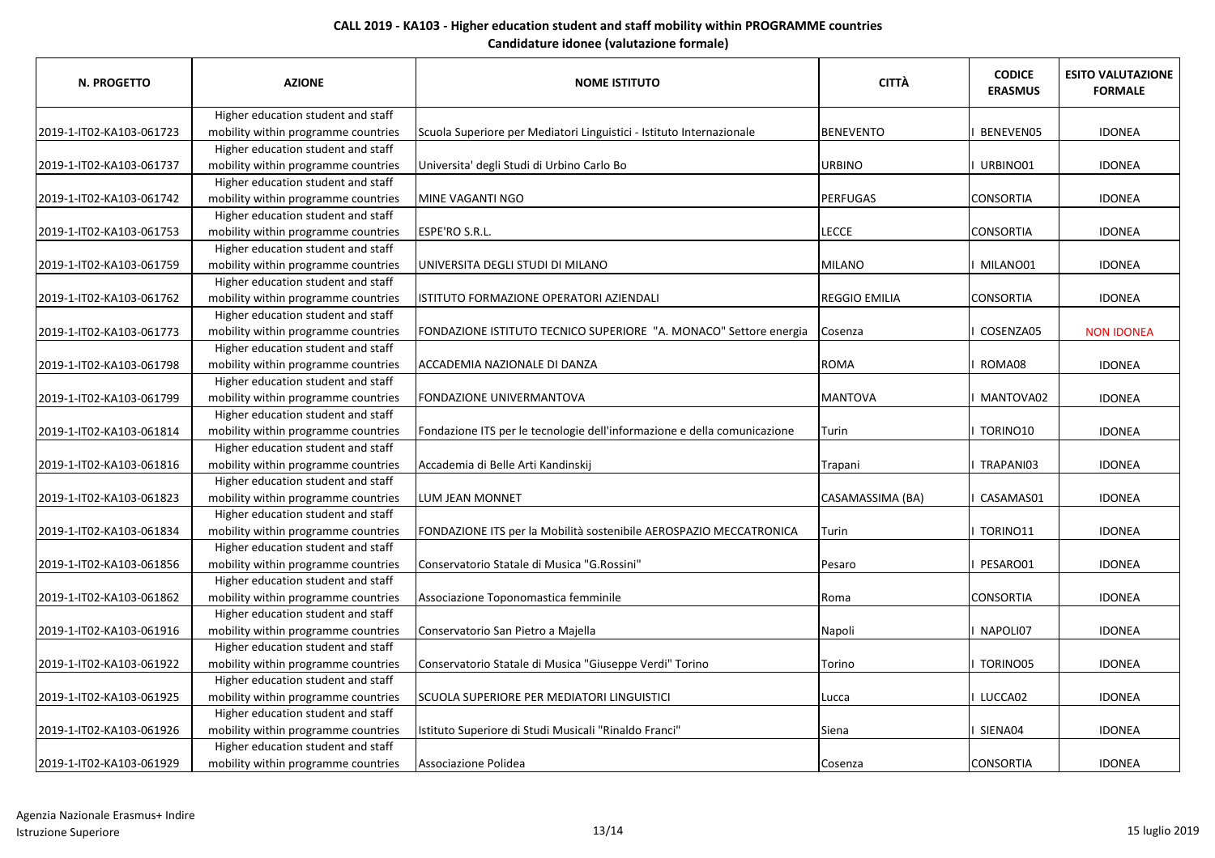**CALL 2019 - KA103 - Higher education student and staff mobility within PROGRAMME countries**

**Candidature idonee (valutazione formale)**

| N. PROGETTO | AZIONE | NOME ISTITUTO | CITTÀ | CODICE ERASMUS | ESITO VALUTAZIONE FORMALE |
|---|---|---|---|---|---|
| 2019-1-IT02-KA103-061723 | Higher education student and staff mobility within programme countries | Scuola Superiore per Mediatori Linguistici - Istituto Internazionale | BENEVENTO | I BENEVEN05 | IDONEA |
| 2019-1-IT02-KA103-061737 | Higher education student and staff mobility within programme countries | Universita' degli Studi di Urbino Carlo Bo | URBINO | I URBINO01 | IDONEA |
| 2019-1-IT02-KA103-061742 | Higher education student and staff mobility within programme countries | MINE VAGANTI NGO | PERFUGAS | CONSORTIA | IDONEA |
| 2019-1-IT02-KA103-061753 | Higher education student and staff mobility within programme countries | ESPE'RO S.R.L. | LECCE | CONSORTIA | IDONEA |
| 2019-1-IT02-KA103-061759 | Higher education student and staff mobility within programme countries | UNIVERSITA DEGLI STUDI DI MILANO | MILANO | I MILANO01 | IDONEA |
| 2019-1-IT02-KA103-061762 | Higher education student and staff mobility within programme countries | ISTITUTO FORMAZIONE OPERATORI AZIENDALI | REGGIO EMILIA | CONSORTIA | IDONEA |
| 2019-1-IT02-KA103-061773 | Higher education student and staff mobility within programme countries | FONDAZIONE ISTITUTO TECNICO SUPERIORE "A. MONACO" Settore energia | Cosenza | I COSENZA05 | NON IDONEA |
| 2019-1-IT02-KA103-061798 | Higher education student and staff mobility within programme countries | ACCADEMIA NAZIONALE DI DANZA | ROMA | I ROMA08 | IDONEA |
| 2019-1-IT02-KA103-061799 | Higher education student and staff mobility within programme countries | FONDAZIONE UNIVERMANTOVA | MANTOVA | I MANTOVA02 | IDONEA |
| 2019-1-IT02-KA103-061814 | Higher education student and staff mobility within programme countries | Fondazione ITS per le tecnologie dell'informazione e della comunicazione | Turin | I TORINO10 | IDONEA |
| 2019-1-IT02-KA103-061816 | Higher education student and staff mobility within programme countries | Accademia di Belle Arti Kandinskij | Trapani | I TRAPANI03 | IDONEA |
| 2019-1-IT02-KA103-061823 | Higher education student and staff mobility within programme countries | LUM JEAN MONNET | CASAMASSIMA (BA) | I CASAMAS01 | IDONEA |
| 2019-1-IT02-KA103-061834 | Higher education student and staff mobility within programme countries | FONDAZIONE ITS per la Mobilità sostenibile AEROSPAZIO MECCATRONICA | Turin | I TORINO11 | IDONEA |
| 2019-1-IT02-KA103-061856 | Higher education student and staff mobility within programme countries | Conservatorio Statale di Musica "G.Rossini" | Pesaro | I PESARO01 | IDONEA |
| 2019-1-IT02-KA103-061862 | Higher education student and staff mobility within programme countries | Associazione Toponomastica femminile | Roma | CONSORTIA | IDONEA |
| 2019-1-IT02-KA103-061916 | Higher education student and staff mobility within programme countries | Conservatorio San Pietro a Majella | Napoli | I NAPOLI07 | IDONEA |
| 2019-1-IT02-KA103-061922 | Higher education student and staff mobility within programme countries | Conservatorio Statale di Musica "Giuseppe Verdi" Torino | Torino | I TORINO05 | IDONEA |
| 2019-1-IT02-KA103-061925 | Higher education student and staff mobility within programme countries | SCUOLA SUPERIORE PER MEDIATORI LINGUISTICI | Lucca | I LUCCA02 | IDONEA |
| 2019-1-IT02-KA103-061926 | Higher education student and staff mobility within programme countries | Istituto Superiore di Studi Musicali "Rinaldo Franci" | Siena | I SIENA04 | IDONEA |
| 2019-1-IT02-KA103-061929 | Higher education student and staff mobility within programme countries | Associazione Polidea | Cosenza | CONSORTIA | IDONEA |

Agenzia Nazionale Erasmus+ Indire
Istruzione Superiore

15 luglio 2019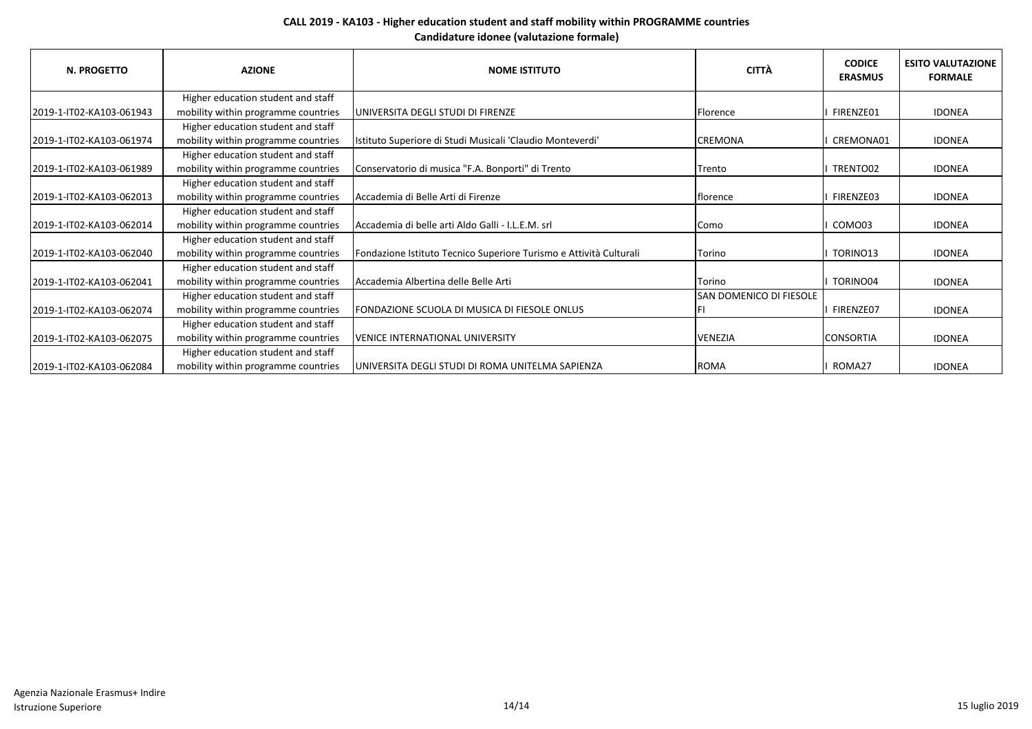**CALL 2019 - KA103 - Higher education student and staff mobility within PROGRAMME countries**

**Candidature idonee (valutazione formale)**

| N. PROGETTO | AZIONE | NOME ISTITUTO | CITTÀ | CODICE ERASMUS | ESITO VALUTAZIONE FORMALE |
|---|---|---|---|---|---|
| 2019-1-IT02-KA103-061943 | Higher education student and staff mobility within programme countries | UNIVERSITA DEGLI STUDI DI FIRENZE | Florence | I FIRENZE01 | IDONEA |
| 2019-1-IT02-KA103-061974 | Higher education student and staff mobility within programme countries | Istituto Superiore di Studi Musicali 'Claudio Monteverdi' | CREMONA | I CREMONA01 | IDONEA |
| 2019-1-IT02-KA103-061989 | Higher education student and staff mobility within programme countries | Conservatorio di musica "F.A. Bonporti" di Trento | Trento | I TRENTO02 | IDONEA |
| 2019-1-IT02-KA103-062013 | Higher education student and staff mobility within programme countries | Accademia di Belle Arti di Firenze | florence | I FIRENZE03 | IDONEA |
| 2019-1-IT02-KA103-062014 | Higher education student and staff mobility within programme countries | Accademia di belle arti Aldo Galli - I.L.E.M. srl | Como | I COMO03 | IDONEA |
| 2019-1-IT02-KA103-062040 | Higher education student and staff mobility within programme countries | Fondazione Istituto Tecnico Superiore Turismo e Attività Culturali | Torino | I TORINO13 | IDONEA |
| 2019-1-IT02-KA103-062041 | Higher education student and staff mobility within programme countries | Accademia Albertina delle Belle Arti | Torino | I TORINO04 | IDONEA |
| 2019-1-IT02-KA103-062074 | Higher education student and staff mobility within programme countries | FONDAZIONE SCUOLA DI MUSICA DI FIESOLE ONLUS | SAN DOMENICO DI FIESOLE FI | I FIRENZE07 | IDONEA |
| 2019-1-IT02-KA103-062075 | Higher education student and staff mobility within programme countries | VENICE INTERNATIONAL UNIVERSITY | VENEZIA | CONSORTIA | IDONEA |
| 2019-1-IT02-KA103-062084 | Higher education student and staff mobility within programme countries | UNIVERSITA DEGLI STUDI DI ROMA UNITELMA SAPIENZA | ROMA | I ROMA27 | IDONEA |

Agenzia Nazionale Erasmus+ Indire
Istruzione Superiore

15 luglio 2019